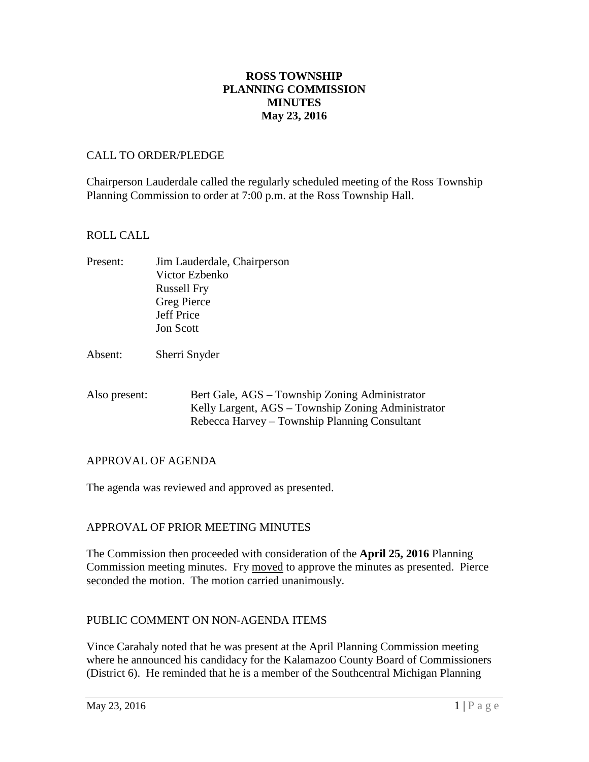# ROSS TOWNSHIP
# PLANNING COMMISSION
# MINUTES
# May 23, 2016

CALL TO ORDER/PLEDGE

Chairperson Lauderdale called the regularly scheduled meeting of the Ross Township Planning Commission to order at 7:00 p.m. at the Ross Township Hall.

ROLL CALL

Present: Jim Lauderdale, Chairperson
Victor Ezbenko
Russell Fry
Greg Pierce
Jeff Price
Jon Scott

Absent: Sherri Snyder

Also present: Bert Gale, AGS – Township Zoning Administrator
Kelly Largent, AGS – Township Zoning Administrator
Rebecca Harvey – Township Planning Consultant

APPROVAL OF AGENDA

The agenda was reviewed and approved as presented.

APPROVAL OF PRIOR MEETING MINUTES

The Commission then proceeded with consideration of the **April 25, 2016** Planning Commission meeting minutes. Fry moved to approve the minutes as presented. Pierce seconded the motion. The motion carried unanimously.

PUBLIC COMMENT ON NON-AGENDA ITEMS

Vince Carahaly noted that he was present at the April Planning Commission meeting where he announced his candidacy for the Kalamazoo County Board of Commissioners (District 6). He reminded that he is a member of the Southcentral Michigan Planning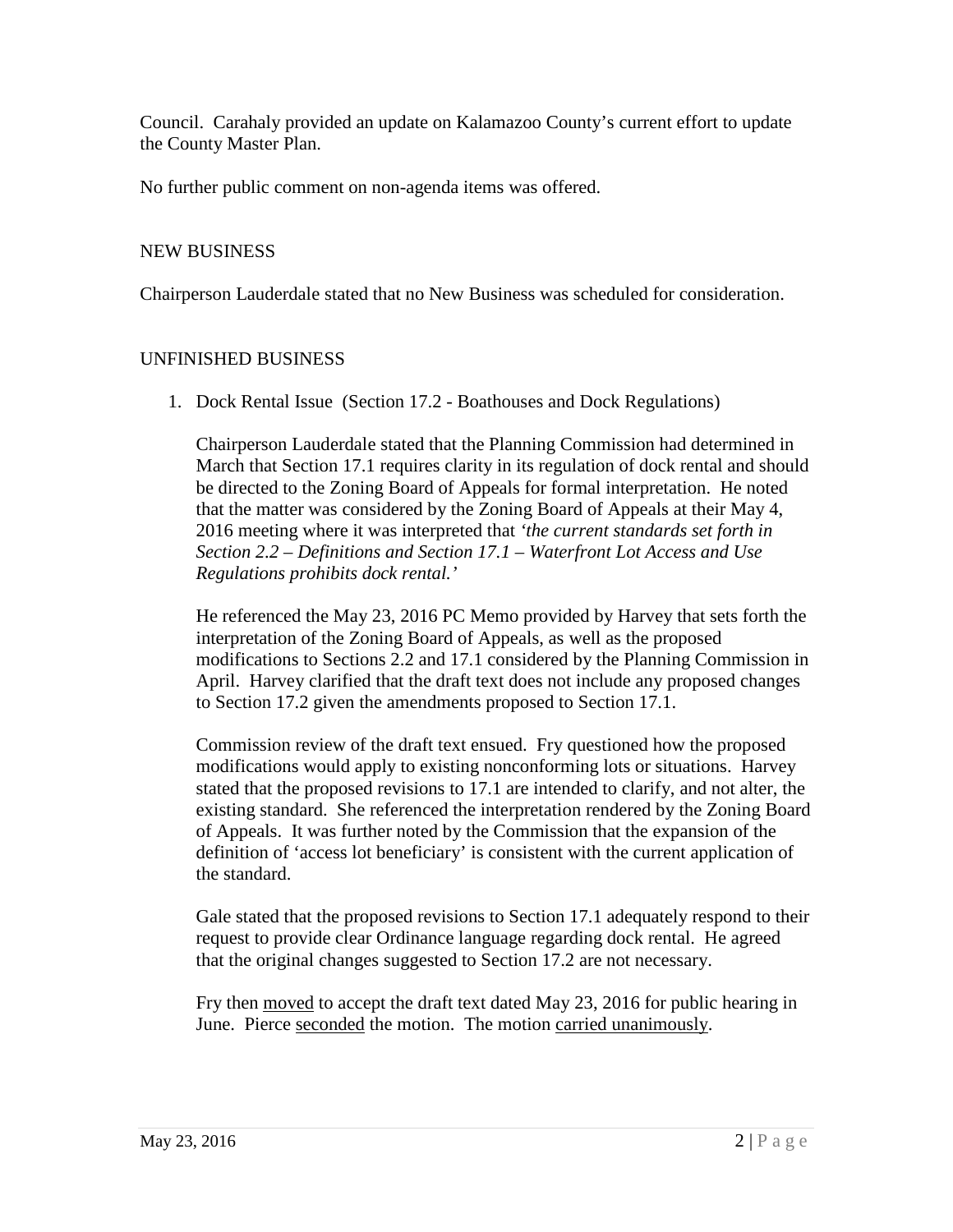Council. Carahaly provided an update on Kalamazoo County's current effort to update the County Master Plan.

No further public comment on non-agenda items was offered.

NEW BUSINESS

Chairperson Lauderdale stated that no New Business was scheduled for consideration.

UNFINISHED BUSINESS

1. Dock Rental Issue (Section 17.2 - Boathouses and Dock Regulations)

   Chairperson Lauderdale stated that the Planning Commission had determined in March that Section 17.1 requires clarity in its regulation of dock rental and should be directed to the Zoning Board of Appeals for formal interpretation. He noted that the matter was considered by the Zoning Board of Appeals at their May 4, 2016 meeting where it was interpreted that *'the current standards set forth in Section 2.2 – Definitions and Section 17.1 – Waterfront Lot Access and Use Regulations prohibits dock rental.'*

   He referenced the May 23, 2016 PC Memo provided by Harvey that sets forth the interpretation of the Zoning Board of Appeals, as well as the proposed modifications to Sections 2.2 and 17.1 considered by the Planning Commission in April. Harvey clarified that the draft text does not include any proposed changes to Section 17.2 given the amendments proposed to Section 17.1.

   Commission review of the draft text ensued. Fry questioned how the proposed modifications would apply to existing nonconforming lots or situations. Harvey stated that the proposed revisions to 17.1 are intended to clarify, and not alter, the existing standard. She referenced the interpretation rendered by the Zoning Board of Appeals. It was further noted by the Commission that the expansion of the definition of 'access lot beneficiary' is consistent with the current application of the standard.

   Gale stated that the proposed revisions to Section 17.1 adequately respond to their request to provide clear Ordinance language regarding dock rental. He agreed that the original changes suggested to Section 17.2 are not necessary.

   Fry then moved to accept the draft text dated May 23, 2016 for public hearing in June. Pierce seconded the motion. The motion carried unanimously.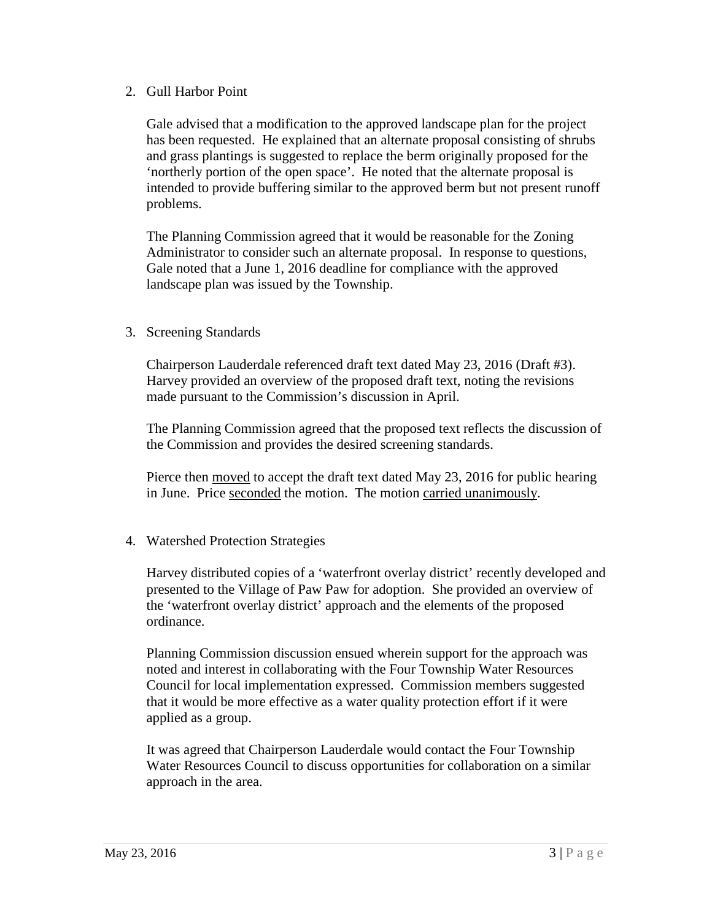2. Gull Harbor Point

   Gale advised that a modification to the approved landscape plan for the project has been requested. He explained that an alternate proposal consisting of shrubs and grass plantings is suggested to replace the berm originally proposed for the 'northerly portion of the open space'. He noted that the alternate proposal is intended to provide buffering similar to the approved berm but not present runoff problems.

   The Planning Commission agreed that it would be reasonable for the Zoning Administrator to consider such an alternate proposal. In response to questions, Gale noted that a June 1, 2016 deadline for compliance with the approved landscape plan was issued by the Township.

3. Screening Standards

   Chairperson Lauderdale referenced draft text dated May 23, 2016 (Draft #3). Harvey provided an overview of the proposed draft text, noting the revisions made pursuant to the Commission's discussion in April.

   The Planning Commission agreed that the proposed text reflects the discussion of the Commission and provides the desired screening standards.

   Pierce then <u>moved</u> to accept the draft text dated May 23, 2016 for public hearing in June. Price <u>seconded</u> the motion. The motion <u>carried unanimously</u>.

4. Watershed Protection Strategies

   Harvey distributed copies of a 'waterfront overlay district' recently developed and presented to the Village of Paw Paw for adoption. She provided an overview of the 'waterfront overlay district' approach and the elements of the proposed ordinance.

   Planning Commission discussion ensued wherein support for the approach was noted and interest in collaborating with the Four Township Water Resources Council for local implementation expressed. Commission members suggested that it would be more effective as a water quality protection effort if it were applied as a group.

   It was agreed that Chairperson Lauderdale would contact the Four Township Water Resources Council to discuss opportunities for collaboration on a similar approach in the area.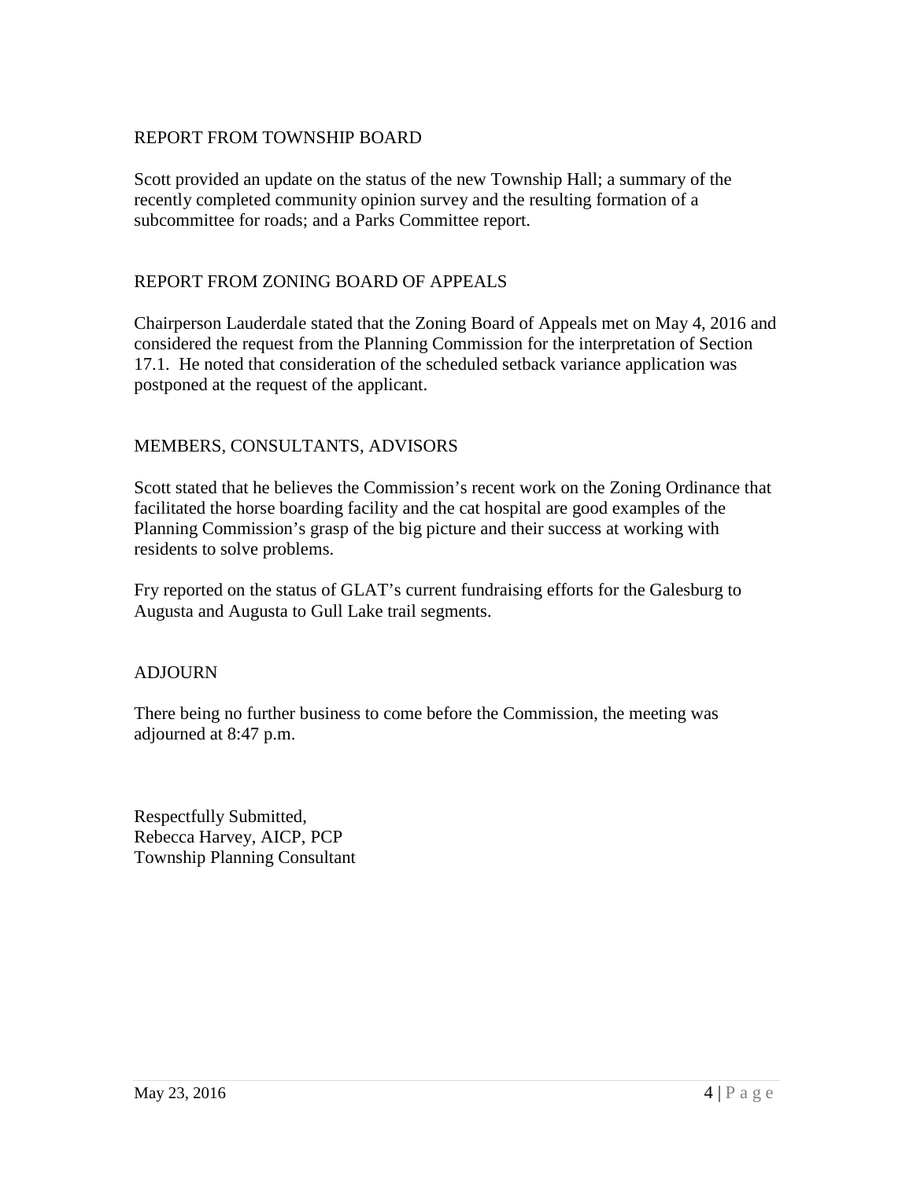## REPORT FROM TOWNSHIP BOARD

Scott provided an update on the status of the new Township Hall; a summary of the recently completed community opinion survey and the resulting formation of a subcommittee for roads; and a Parks Committee report.

## REPORT FROM ZONING BOARD OF APPEALS

Chairperson Lauderdale stated that the Zoning Board of Appeals met on May 4, 2016 and considered the request from the Planning Commission for the interpretation of Section 17.1. He noted that consideration of the scheduled setback variance application was postponed at the request of the applicant.

## MEMBERS, CONSULTANTS, ADVISORS

Scott stated that he believes the Commission's recent work on the Zoning Ordinance that facilitated the horse boarding facility and the cat hospital are good examples of the Planning Commission's grasp of the big picture and their success at working with residents to solve problems.

Fry reported on the status of GLAT's current fundraising efforts for the Galesburg to Augusta and Augusta to Gull Lake trail segments.

## ADJOURN

There being no further business to come before the Commission, the meeting was adjourned at 8:47 p.m.

Respectfully Submitted,
Rebecca Harvey, AICP, PCP
Township Planning Consultant